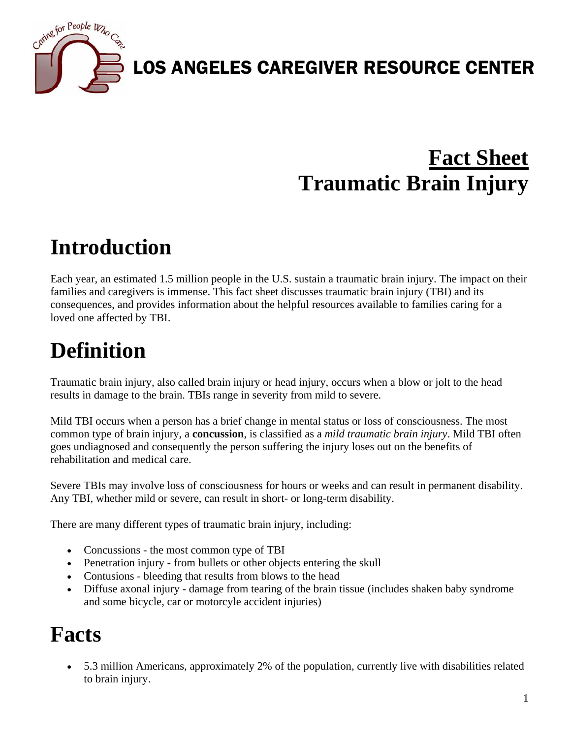LOS ANGELES CAREGIVER RESOURCE CENTER

# Fact Sheet
# Traumatic Brain Injury

## Introduction

Each year, an estimated 1.5 million people in the U.S. sustain a traumatic brain injury. The impact on their families and caregivers is immense. This fact sheet discusses traumatic brain injury (TBI) and its consequences, and provides information about the helpful resources available to families caring for a loved one affected by TBI.

## Definition

Traumatic brain injury, also called brain injury or head injury, occurs when a blow or jolt to the head results in damage to the brain. TBIs range in severity from mild to severe.

Mild TBI occurs when a person has a brief change in mental status or loss of consciousness. The most common type of brain injury, a **concussion**, is classified as a *mild traumatic brain injury*. Mild TBI often goes undiagnosed and consequently the person suffering the injury loses out on the benefits of rehabilitation and medical care.

Severe TBIs may involve loss of consciousness for hours or weeks and can result in permanent disability. Any TBI, whether mild or severe, can result in short- or long-term disability.

There are many different types of traumatic brain injury, including:

- Concussions - the most common type of TBI
- Penetration injury - from bullets or other objects entering the skull
- Contusions - bleeding that results from blows to the head
- Diffuse axonal injury - damage from tearing of the brain tissue (includes shaken baby syndrome and some bicycle, car or motorcyle accident injuries)

## Facts

- 5.3 million Americans, approximately 2% of the population, currently live with disabilities related to brain injury.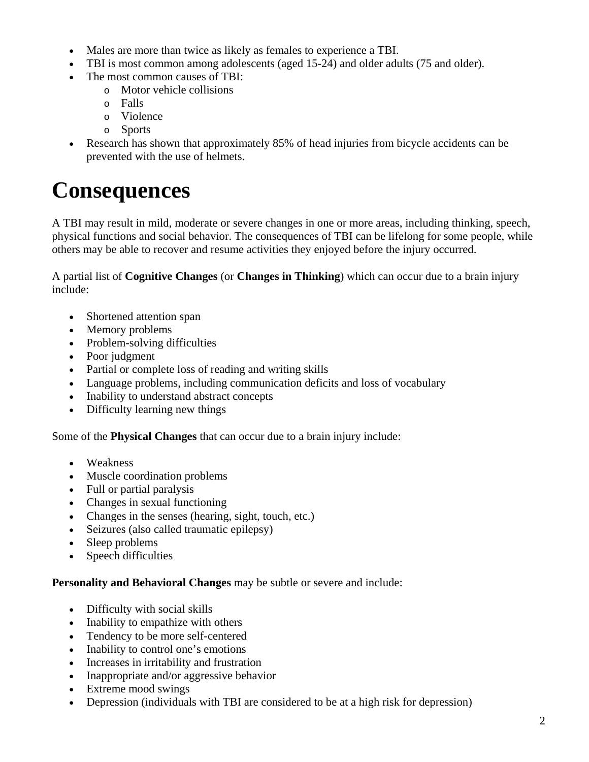- Males are more than twice as likely as females to experience a TBI.
- TBI is most common among adolescents (aged 15-24) and older adults (75 and older).
- The most common causes of TBI:
  - Motor vehicle collisions
  - Falls
  - Violence
  - Sports
- Research has shown that approximately 85% of head injuries from bicycle accidents can be prevented with the use of helmets.

# Consequences

A TBI may result in mild, moderate or severe changes in one or more areas, including thinking, speech, physical functions and social behavior. The consequences of TBI can be lifelong for some people, while others may be able to recover and resume activities they enjoyed before the injury occurred.

A partial list of **Cognitive Changes** (or **Changes in Thinking**) which can occur due to a brain injury include:

- Shortened attention span
- Memory problems
- Problem-solving difficulties
- Poor judgment
- Partial or complete loss of reading and writing skills
- Language problems, including communication deficits and loss of vocabulary
- Inability to understand abstract concepts
- Difficulty learning new things

Some of the **Physical Changes** that can occur due to a brain injury include:

- Weakness
- Muscle coordination problems
- Full or partial paralysis
- Changes in sexual functioning
- Changes in the senses (hearing, sight, touch, etc.)
- Seizures (also called traumatic epilepsy)
- Sleep problems
- Speech difficulties

**Personality and Behavioral Changes** may be subtle or severe and include:

- Difficulty with social skills
- Inability to empathize with others
- Tendency to be more self-centered
- Inability to control one's emotions
- Increases in irritability and frustration
- Inappropriate and/or aggressive behavior
- Extreme mood swings
- Depression (individuals with TBI are considered to be at a high risk for depression)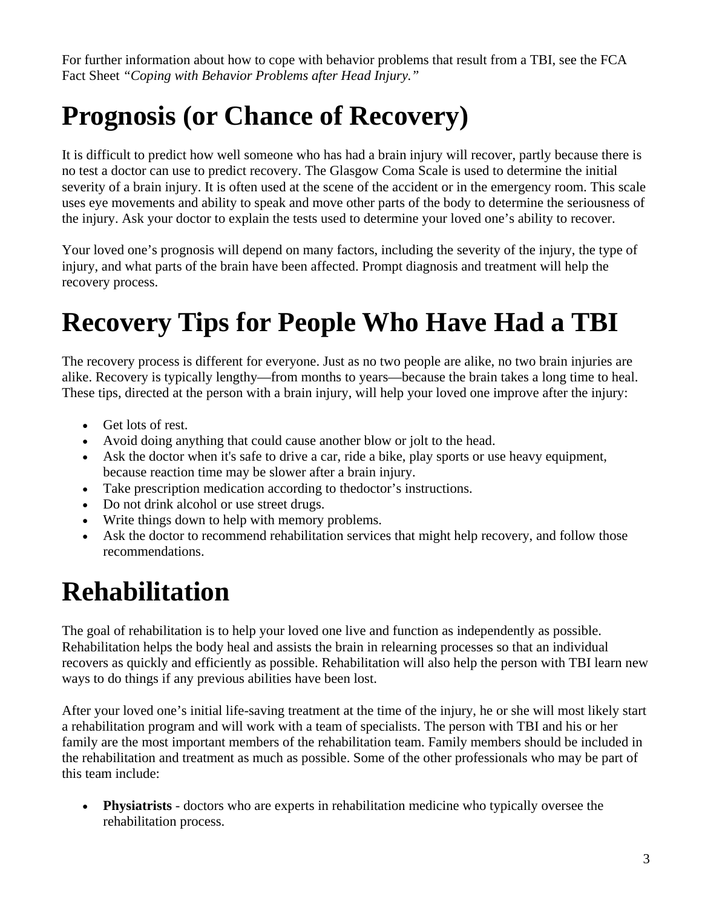For further information about how to cope with behavior problems that result from a TBI, see the FCA Fact Sheet *"Coping with Behavior Problems after Head Injury."*

# Prognosis (or Chance of Recovery)

It is difficult to predict how well someone who has had a brain injury will recover, partly because there is no test a doctor can use to predict recovery. The Glasgow Coma Scale is used to determine the initial severity of a brain injury. It is often used at the scene of the accident or in the emergency room. This scale uses eye movements and ability to speak and move other parts of the body to determine the seriousness of the injury. Ask your doctor to explain the tests used to determine your loved one's ability to recover.

Your loved one's prognosis will depend on many factors, including the severity of the injury, the type of injury, and what parts of the brain have been affected. Prompt diagnosis and treatment will help the recovery process.

# Recovery Tips for People Who Have Had a TBI

The recovery process is different for everyone. Just as no two people are alike, no two brain injuries are alike. Recovery is typically lengthy—from months to years—because the brain takes a long time to heal. These tips, directed at the person with a brain injury, will help your loved one improve after the injury:

- Get lots of rest.
- Avoid doing anything that could cause another blow or jolt to the head.
- Ask the doctor when it's safe to drive a car, ride a bike, play sports or use heavy equipment, because reaction time may be slower after a brain injury.
- Take prescription medication according to thedoctor's instructions.
- Do not drink alcohol or use street drugs.
- Write things down to help with memory problems.
- Ask the doctor to recommend rehabilitation services that might help recovery, and follow those recommendations.

# Rehabilitation

The goal of rehabilitation is to help your loved one live and function as independently as possible. Rehabilitation helps the body heal and assists the brain in relearning processes so that an individual recovers as quickly and efficiently as possible. Rehabilitation will also help the person with TBI learn new ways to do things if any previous abilities have been lost.

After your loved one's initial life-saving treatment at the time of the injury, he or she will most likely start a rehabilitation program and will work with a team of specialists. The person with TBI and his or her family are the most important members of the rehabilitation team. Family members should be included in the rehabilitation and treatment as much as possible. Some of the other professionals who may be part of this team include:

- **Physiatrists** - doctors who are experts in rehabilitation medicine who typically oversee the rehabilitation process.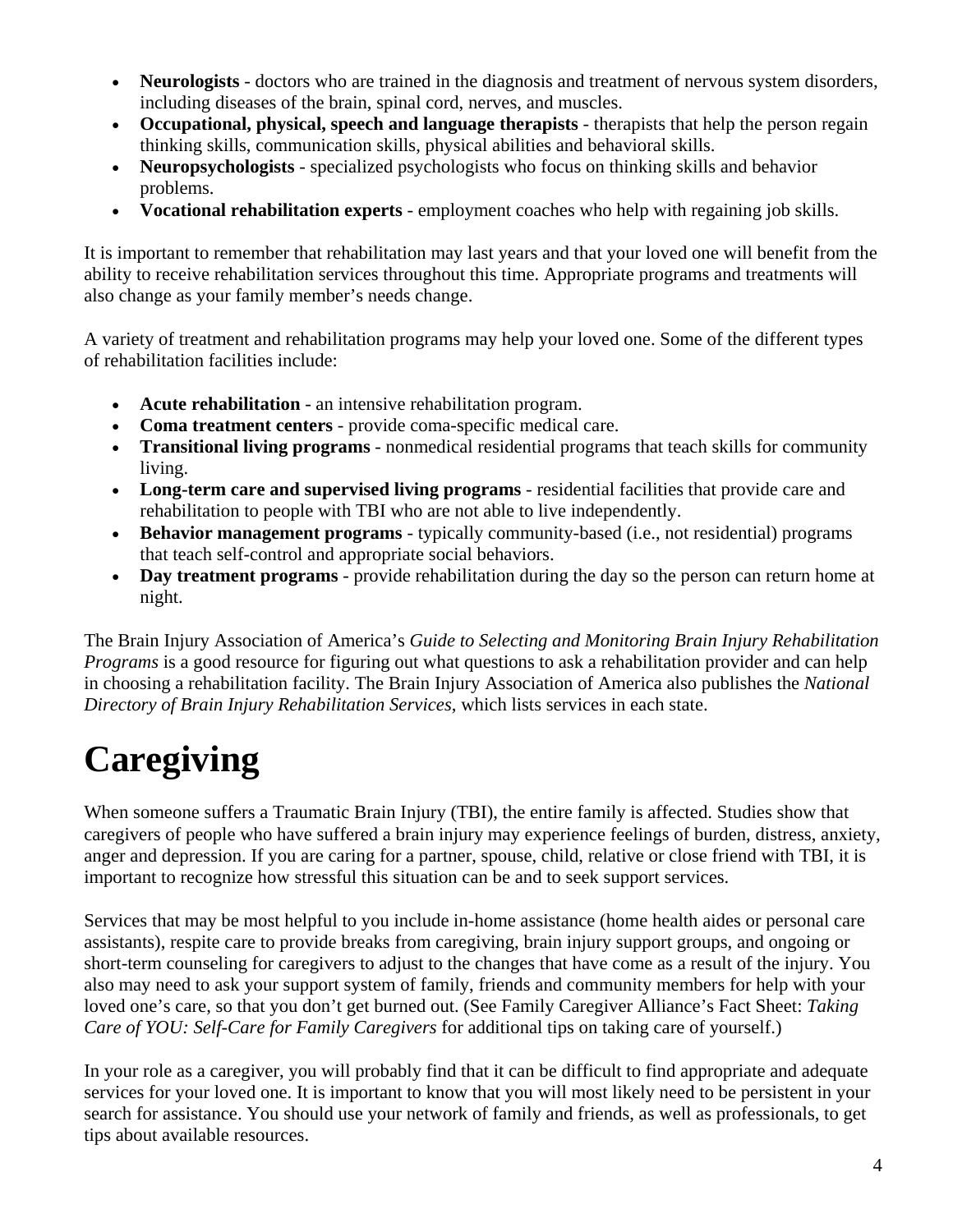- **Neurologists** - doctors who are trained in the diagnosis and treatment of nervous system disorders, including diseases of the brain, spinal cord, nerves, and muscles.
- **Occupational, physical, speech and language therapists** - therapists that help the person regain thinking skills, communication skills, physical abilities and behavioral skills.
- **Neuropsychologists** - specialized psychologists who focus on thinking skills and behavior problems.
- **Vocational rehabilitation experts** - employment coaches who help with regaining job skills.

It is important to remember that rehabilitation may last years and that your loved one will benefit from the ability to receive rehabilitation services throughout this time. Appropriate programs and treatments will also change as your family member's needs change.

A variety of treatment and rehabilitation programs may help your loved one. Some of the different types of rehabilitation facilities include:

- **Acute rehabilitation** - an intensive rehabilitation program.
- **Coma treatment centers** - provide coma-specific medical care.
- **Transitional living programs** - nonmedical residential programs that teach skills for community living.
- **Long-term care and supervised living programs** - residential facilities that provide care and rehabilitation to people with TBI who are not able to live independently.
- **Behavior management programs** - typically community-based (i.e., not residential) programs that teach self-control and appropriate social behaviors.
- **Day treatment programs** - provide rehabilitation during the day so the person can return home at night.

The Brain Injury Association of America's *Guide to Selecting and Monitoring Brain Injury Rehabilitation Programs* is a good resource for figuring out what questions to ask a rehabilitation provider and can help in choosing a rehabilitation facility. The Brain Injury Association of America also publishes the *National Directory of Brain Injury Rehabilitation Services*, which lists services in each state.

# Caregiving

When someone suffers a Traumatic Brain Injury (TBI), the entire family is affected. Studies show that caregivers of people who have suffered a brain injury may experience feelings of burden, distress, anxiety, anger and depression. If you are caring for a partner, spouse, child, relative or close friend with TBI, it is important to recognize how stressful this situation can be and to seek support services.

Services that may be most helpful to you include in-home assistance (home health aides or personal care assistants), respite care to provide breaks from caregiving, brain injury support groups, and ongoing or short-term counseling for caregivers to adjust to the changes that have come as a result of the injury. You also may need to ask your support system of family, friends and community members for help with your loved one's care, so that you don't get burned out. (See Family Caregiver Alliance's Fact Sheet: *Taking Care of YOU: Self-Care for Family Caregivers* for additional tips on taking care of yourself.)

In your role as a caregiver, you will probably find that it can be difficult to find appropriate and adequate services for your loved one. It is important to know that you will most likely need to be persistent in your search for assistance. You should use your network of family and friends, as well as professionals, to get tips about available resources.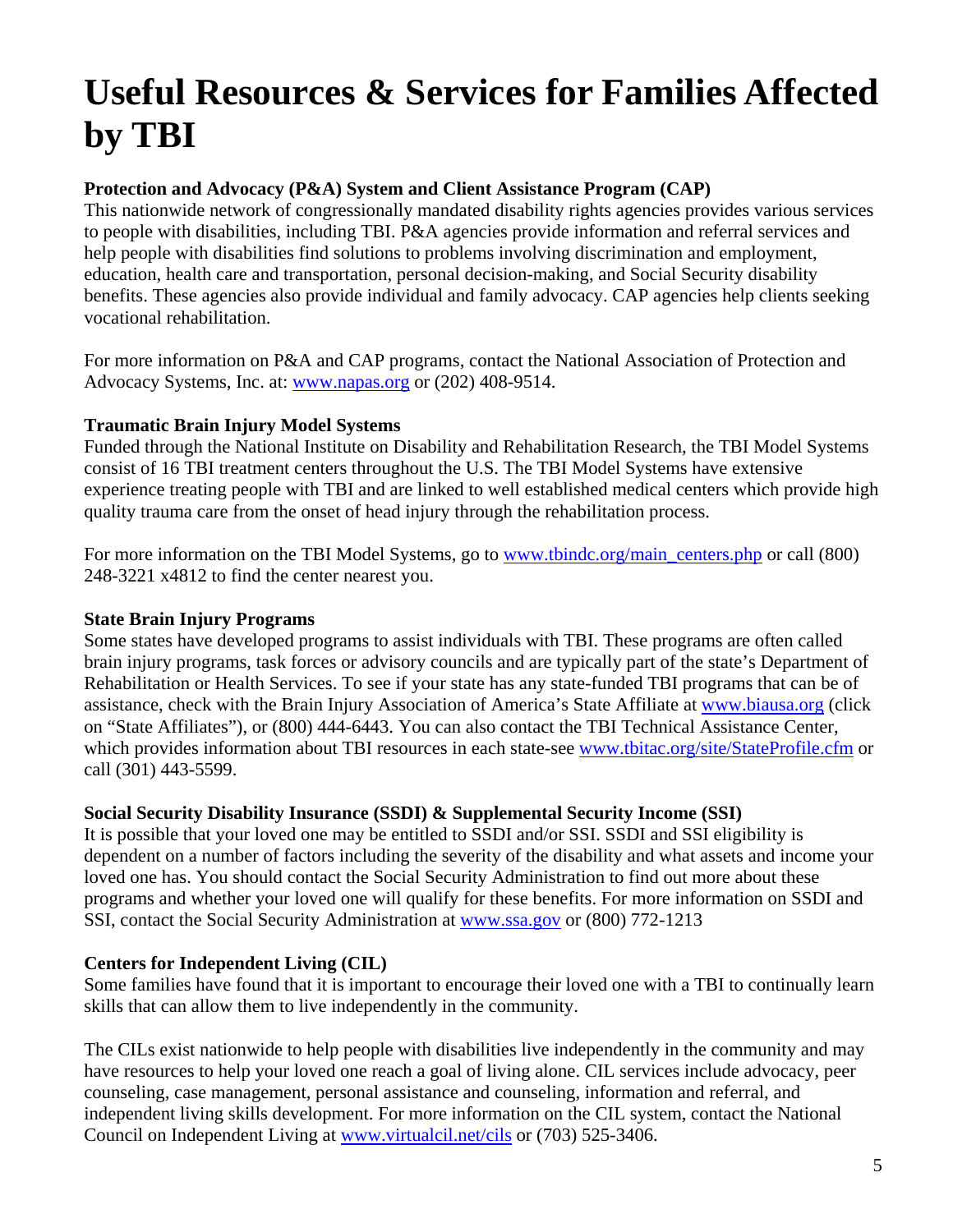# Useful Resources & Services for Families Affected by TBI

**Protection and Advocacy (P&A) System and Client Assistance Program (CAP)**
This nationwide network of congressionally mandated disability rights agencies provides various services to people with disabilities, including TBI. P&A agencies provide information and referral services and help people with disabilities find solutions to problems involving discrimination and employment, education, health care and transportation, personal decision-making, and Social Security disability benefits. These agencies also provide individual and family advocacy. CAP agencies help clients seeking vocational rehabilitation.

For more information on P&A and CAP programs, contact the National Association of Protection and Advocacy Systems, Inc. at: www.napas.org or (202) 408-9514.

**Traumatic Brain Injury Model Systems**
Funded through the National Institute on Disability and Rehabilitation Research, the TBI Model Systems consist of 16 TBI treatment centers throughout the U.S. The TBI Model Systems have extensive experience treating people with TBI and are linked to well established medical centers which provide high quality trauma care from the onset of head injury through the rehabilitation process.

For more information on the TBI Model Systems, go to www.tbindc.org/main_centers.php or call (800) 248-3221 x4812 to find the center nearest you.

**State Brain Injury Programs**
Some states have developed programs to assist individuals with TBI. These programs are often called brain injury programs, task forces or advisory councils and are typically part of the state's Department of Rehabilitation or Health Services. To see if your state has any state-funded TBI programs that can be of assistance, check with the Brain Injury Association of America's State Affiliate at www.biausa.org (click on "State Affiliates"), or (800) 444-6443. You can also contact the TBI Technical Assistance Center, which provides information about TBI resources in each state-see www.tbitac.org/site/StateProfile.cfm or call (301) 443-5599.

**Social Security Disability Insurance (SSDI) & Supplemental Security Income (SSI)**
It is possible that your loved one may be entitled to SSDI and/or SSI. SSDI and SSI eligibility is dependent on a number of factors including the severity of the disability and what assets and income your loved one has. You should contact the Social Security Administration to find out more about these programs and whether your loved one will qualify for these benefits. For more information on SSDI and SSI, contact the Social Security Administration at www.ssa.gov or (800) 772-1213

**Centers for Independent Living (CIL)**
Some families have found that it is important to encourage their loved one with a TBI to continually learn skills that can allow them to live independently in the community.

The CILs exist nationwide to help people with disabilities live independently in the community and may have resources to help your loved one reach a goal of living alone. CIL services include advocacy, peer counseling, case management, personal assistance and counseling, information and referral, and independent living skills development. For more information on the CIL system, contact the National Council on Independent Living at www.virtualcil.net/cils or (703) 525-3406.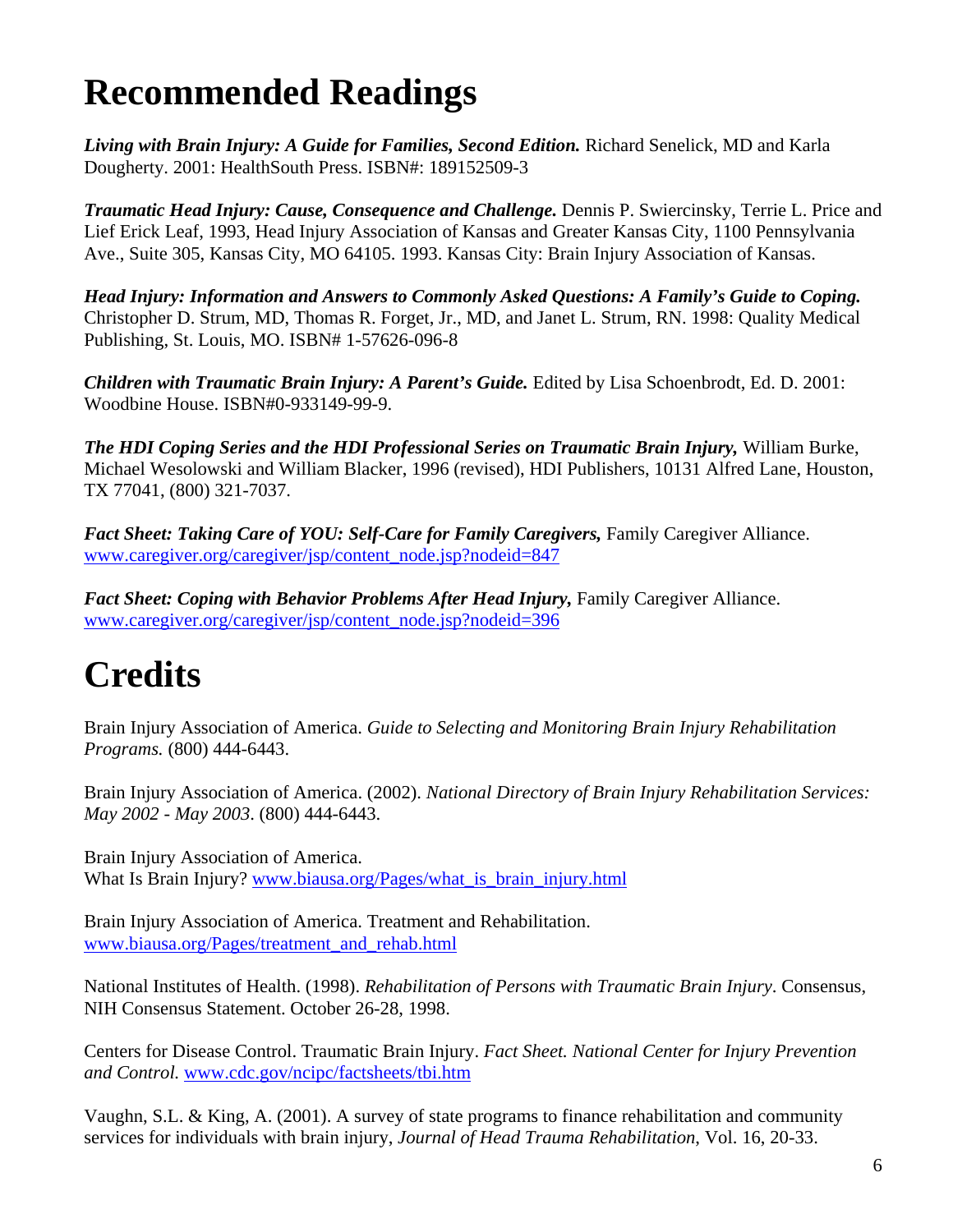# Recommended Readings

***Living with Brain Injury: A Guide for Families, Second Edition.*** Richard Senelick, MD and Karla Dougherty. 2001: HealthSouth Press. ISBN#: 189152509-3

***Traumatic Head Injury: Cause, Consequence and Challenge.*** Dennis P. Swiercinsky, Terrie L. Price and Lief Erick Leaf, 1993, Head Injury Association of Kansas and Greater Kansas City, 1100 Pennsylvania Ave., Suite 305, Kansas City, MO 64105. 1993. Kansas City: Brain Injury Association of Kansas.

***Head Injury: Information and Answers to Commonly Asked Questions: A Family's Guide to Coping.*** Christopher D. Strum, MD, Thomas R. Forget, Jr., MD, and Janet L. Strum, RN. 1998: Quality Medical Publishing, St. Louis, MO. ISBN# 1-57626-096-8

***Children with Traumatic Brain Injury: A Parent's Guide.*** Edited by Lisa Schoenbrodt, Ed. D. 2001: Woodbine House. ISBN#0-933149-99-9.

***The HDI Coping Series and the HDI Professional Series on Traumatic Brain Injury,*** William Burke, Michael Wesolowski and William Blacker, 1996 (revised), HDI Publishers, 10131 Alfred Lane, Houston, TX 77041, (800) 321-7037.

***Fact Sheet: Taking Care of YOU: Self-Care for Family Caregivers,*** Family Caregiver Alliance. www.caregiver.org/caregiver/jsp/content_node.jsp?nodeid=847

***Fact Sheet: Coping with Behavior Problems After Head Injury,*** Family Caregiver Alliance. www.caregiver.org/caregiver/jsp/content_node.jsp?nodeid=396

# Credits

Brain Injury Association of America. *Guide to Selecting and Monitoring Brain Injury Rehabilitation Programs.* (800) 444-6443.

Brain Injury Association of America. (2002). *National Directory of Brain Injury Rehabilitation Services: May 2002 - May 2003*. (800) 444-6443.

Brain Injury Association of America.
What Is Brain Injury? www.biausa.org/Pages/what_is_brain_injury.html

Brain Injury Association of America. Treatment and Rehabilitation.
www.biausa.org/Pages/treatment_and_rehab.html

National Institutes of Health. (1998). *Rehabilitation of Persons with Traumatic Brain Injury*. Consensus, NIH Consensus Statement. October 26-28, 1998.

Centers for Disease Control. Traumatic Brain Injury. *Fact Sheet. National Center for Injury Prevention and Control.* www.cdc.gov/ncipc/factsheets/tbi.htm

Vaughn, S.L. & King, A. (2001). A survey of state programs to finance rehabilitation and community services for individuals with brain injury, *Journal of Head Trauma Rehabilitation*, Vol. 16, 20-33.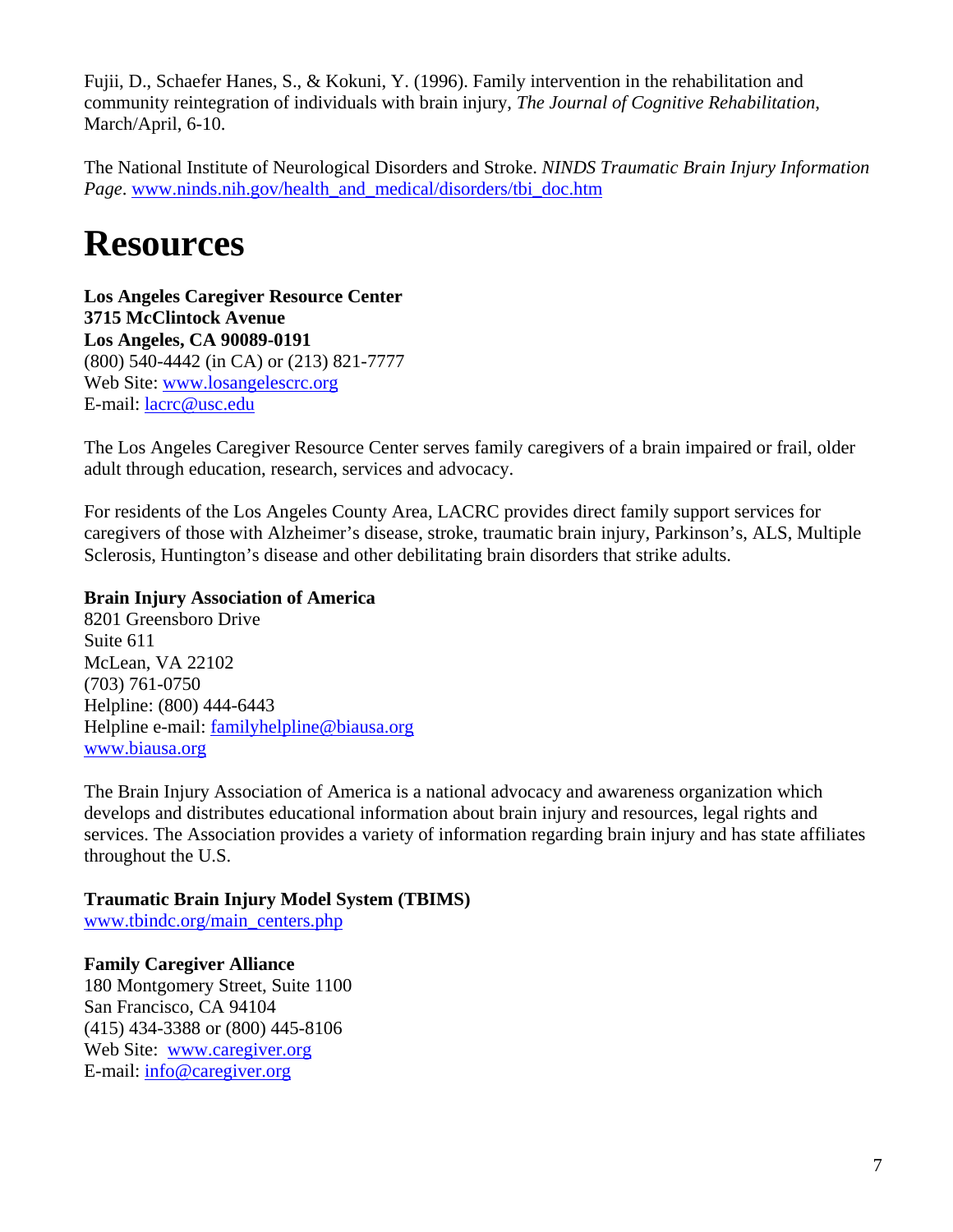Fujii, D., Schaefer Hanes, S., & Kokuni, Y. (1996). Family intervention in the rehabilitation and community reintegration of individuals with brain injury, *The Journal of Cognitive Rehabilitation*, March/April, 6-10.

The National Institute of Neurological Disorders and Stroke. *NINDS Traumatic Brain Injury Information Page*. www.ninds.nih.gov/health_and_medical/disorders/tbi_doc.htm

# Resources

**Los Angeles Caregiver Resource Center**
**3715 McClintock Avenue**
**Los Angeles, CA 90089-0191**
(800) 540-4442 (in CA) or (213) 821-7777
Web Site: www.losangelescrc.org
E-mail: lacrc@usc.edu

The Los Angeles Caregiver Resource Center serves family caregivers of a brain impaired or frail, older adult through education, research, services and advocacy.

For residents of the Los Angeles County Area, LACRC provides direct family support services for caregivers of those with Alzheimer's disease, stroke, traumatic brain injury, Parkinson's, ALS, Multiple Sclerosis, Huntington's disease and other debilitating brain disorders that strike adults.

**Brain Injury Association of America**
8201 Greensboro Drive
Suite 611
McLean, VA 22102
(703) 761-0750
Helpline: (800) 444-6443
Helpline e-mail: familyhelpline@biausa.org
www.biausa.org

The Brain Injury Association of America is a national advocacy and awareness organization which develops and distributes educational information about brain injury and resources, legal rights and services. The Association provides a variety of information regarding brain injury and has state affiliates throughout the U.S.

**Traumatic Brain Injury Model System (TBIMS)**
www.tbindc.org/main_centers.php

**Family Caregiver Alliance**
180 Montgomery Street, Suite 1100
San Francisco, CA 94104
(415) 434-3388 or (800) 445-8106
Web Site: www.caregiver.org
E-mail: info@caregiver.org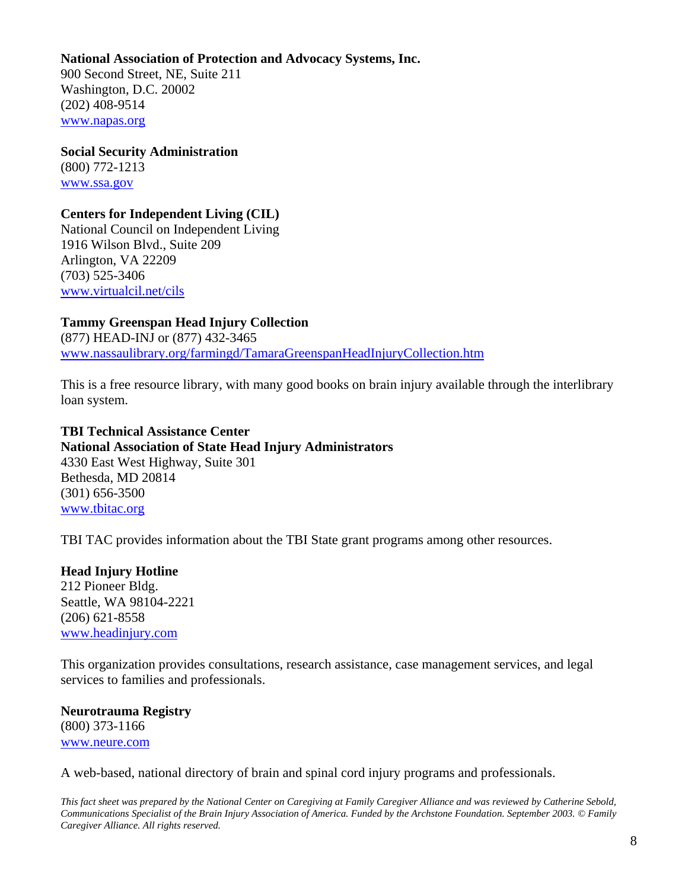**National Association of Protection and Advocacy Systems, Inc.**
900 Second Street, NE, Suite 211
Washington, D.C. 20002
(202) 408-9514
www.napas.org

**Social Security Administration**
(800) 772-1213
www.ssa.gov

**Centers for Independent Living (CIL)**
National Council on Independent Living
1916 Wilson Blvd., Suite 209
Arlington, VA 22209
(703) 525-3406
www.virtualcil.net/cils

**Tammy Greenspan Head Injury Collection**
(877) HEAD-INJ or (877) 432-3465
www.nassaulibrary.org/farmingd/TamaraGreenspanHeadInjuryCollection.htm

This is a free resource library, with many good books on brain injury available through the interlibrary loan system.

**TBI Technical Assistance Center**
**National Association of State Head Injury Administrators**
4330 East West Highway, Suite 301
Bethesda, MD 20814
(301) 656-3500
www.tbitac.org

TBI TAC provides information about the TBI State grant programs among other resources.

**Head Injury Hotline**
212 Pioneer Bldg.
Seattle, WA 98104-2221
(206) 621-8558
www.headinjury.com

This organization provides consultations, research assistance, case management services, and legal services to families and professionals.

**Neurotrauma Registry**
(800) 373-1166
www.neure.com

A web-based, national directory of brain and spinal cord injury programs and professionals.

*This fact sheet was prepared by the National Center on Caregiving at Family Caregiver Alliance and was reviewed by Catherine Sebold, Communications Specialist of the Brain Injury Association of America. Funded by the Archstone Foundation. September 2003. © Family Caregiver Alliance. All rights reserved.*